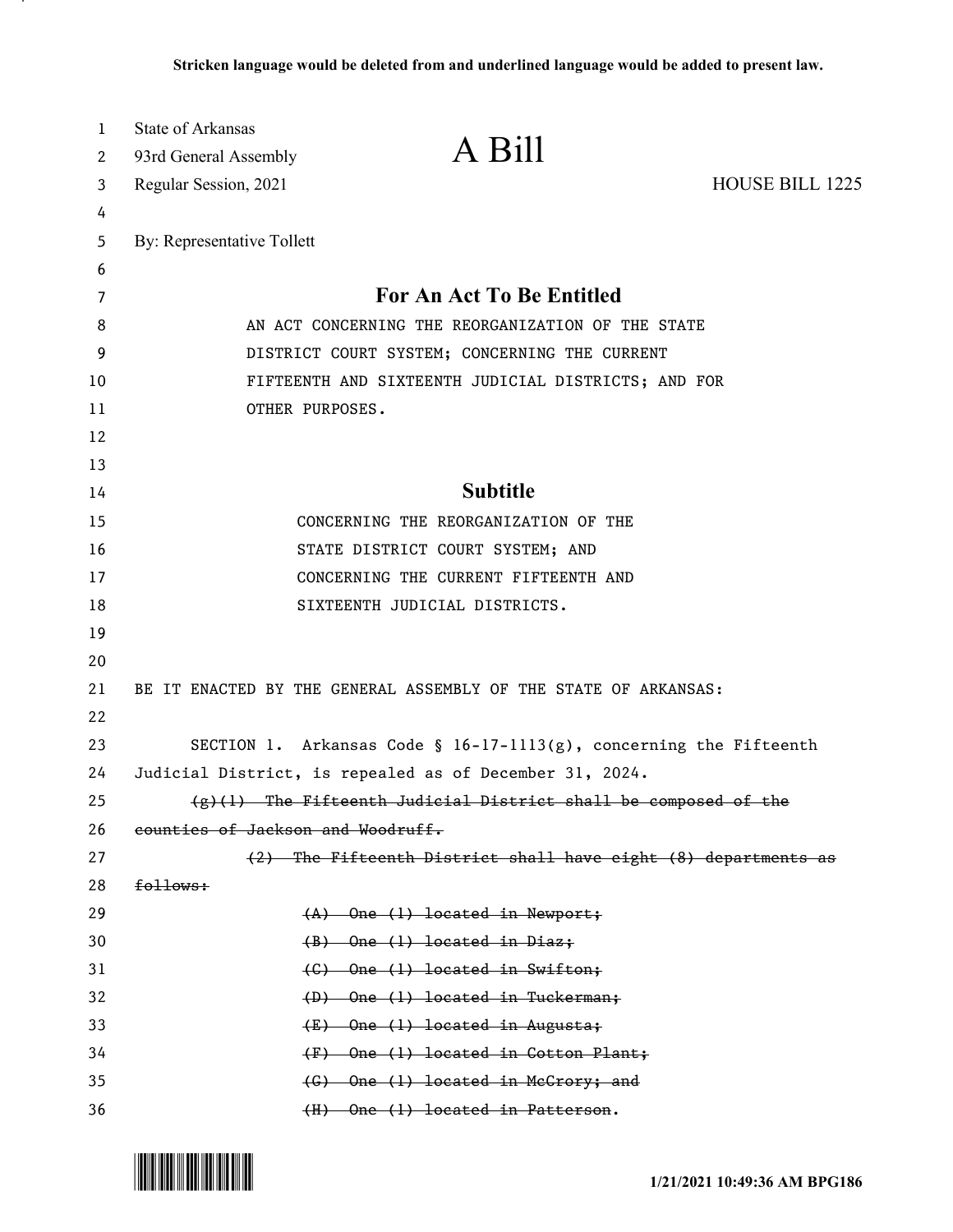**Stricken language would be deleted from and underlined language would be added to present law.**

State of Arkansas
93rd General Assembly
Regular Session, 2021

# A Bill

HOUSE BILL 1225

By: Representative Tollett

## For An Act To Be Entitled

AN ACT CONCERNING THE REORGANIZATION OF THE STATE DISTRICT COURT SYSTEM; CONCERNING THE CURRENT FIFTEENTH AND SIXTEENTH JUDICIAL DISTRICTS; AND FOR OTHER PURPOSES.

## Subtitle

CONCERNING THE REORGANIZATION OF THE STATE DISTRICT COURT SYSTEM; AND CONCERNING THE CURRENT FIFTEENTH AND SIXTEENTH JUDICIAL DISTRICTS.

BE IT ENACTED BY THE GENERAL ASSEMBLY OF THE STATE OF ARKANSAS:

SECTION 1. Arkansas Code § 16-17-1113(g), concerning the Fifteenth Judicial District, is repealed as of December 31, 2024.

~~(g)(1) The Fifteenth Judicial District shall be composed of the counties of Jackson and Woodruff.~~

~~(2) The Fifteenth District shall have eight (8) departments as follows:~~

~~(A) One (1) located in Newport;~~

~~(B) One (1) located in Diaz;~~

~~(C) One (1) located in Swifton;~~

~~(D) One (1) located in Tuckerman;~~

~~(E) One (1) located in Augusta;~~

~~(F) One (1) located in Cotton Plant;~~

~~(G) One (1) located in McCrory; and~~

~~(H) One (1) located in Patterson~~.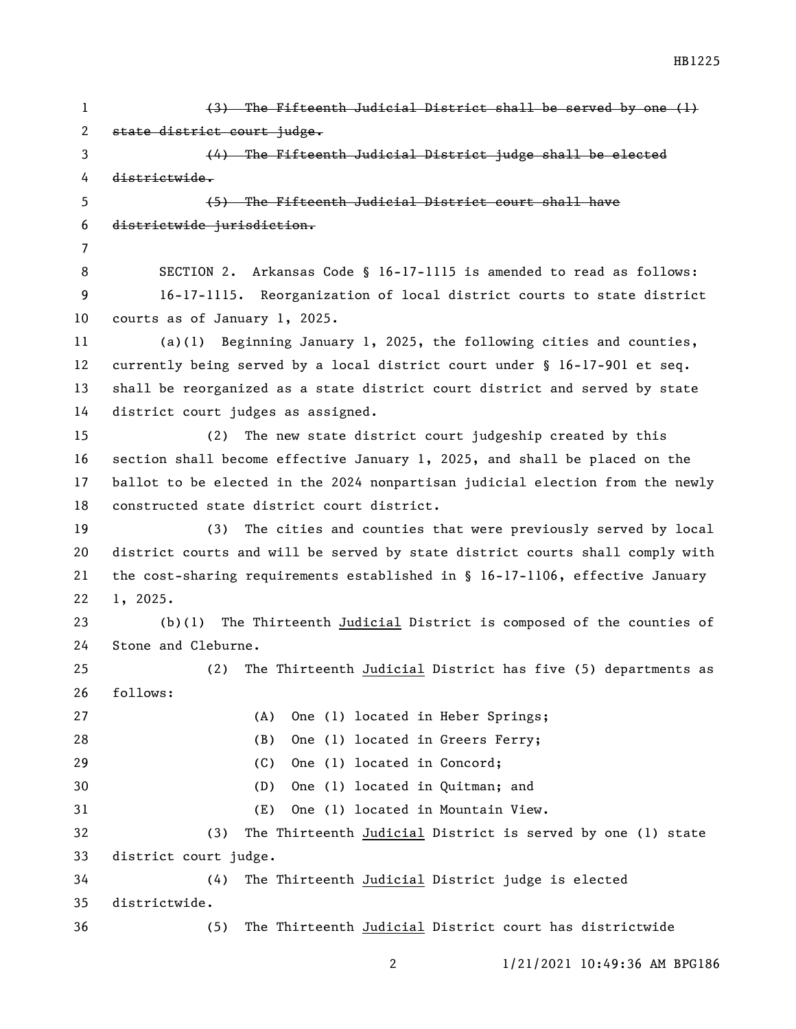~~(3) The Fifteenth Judicial District shall be served by one (1) state district court judge.~~

~~(4) The Fifteenth Judicial District judge shall be elected districtwide.~~

~~(5) The Fifteenth Judicial District court shall have districtwide jurisdiction.~~

SECTION 2. Arkansas Code § 16-17-1115 is amended to read as follows:

16-17-1115. Reorganization of local district courts to state district courts as of January 1, 2025.

(a)(1) Beginning January 1, 2025, the following cities and counties, currently being served by a local district court under § 16-17-901 et seq. shall be reorganized as a state district court district and served by state district court judges as assigned.

(2) The new state district court judgeship created by this section shall become effective January 1, 2025, and shall be placed on the ballot to be elected in the 2024 nonpartisan judicial election from the newly constructed state district court district.

(3) The cities and counties that were previously served by local district courts and will be served by state district courts shall comply with the cost-sharing requirements established in § 16-17-1106, effective January 1, 2025.

(b)(1) The Thirteenth <u>Judicial</u> District is composed of the counties of Stone and Cleburne.

(2) The Thirteenth <u>Judicial</u> District has five (5) departments as follows:

(A) One (1) located in Heber Springs;

(B) One (1) located in Greers Ferry;

(C) One (1) located in Concord;

(D) One (1) located in Quitman; and

(E) One (1) located in Mountain View.

(3) The Thirteenth <u>Judicial</u> District is served by one (1) state district court judge.

(4) The Thirteenth <u>Judicial</u> District judge is elected districtwide.

(5) The Thirteenth <u>Judicial</u> District court has districtwide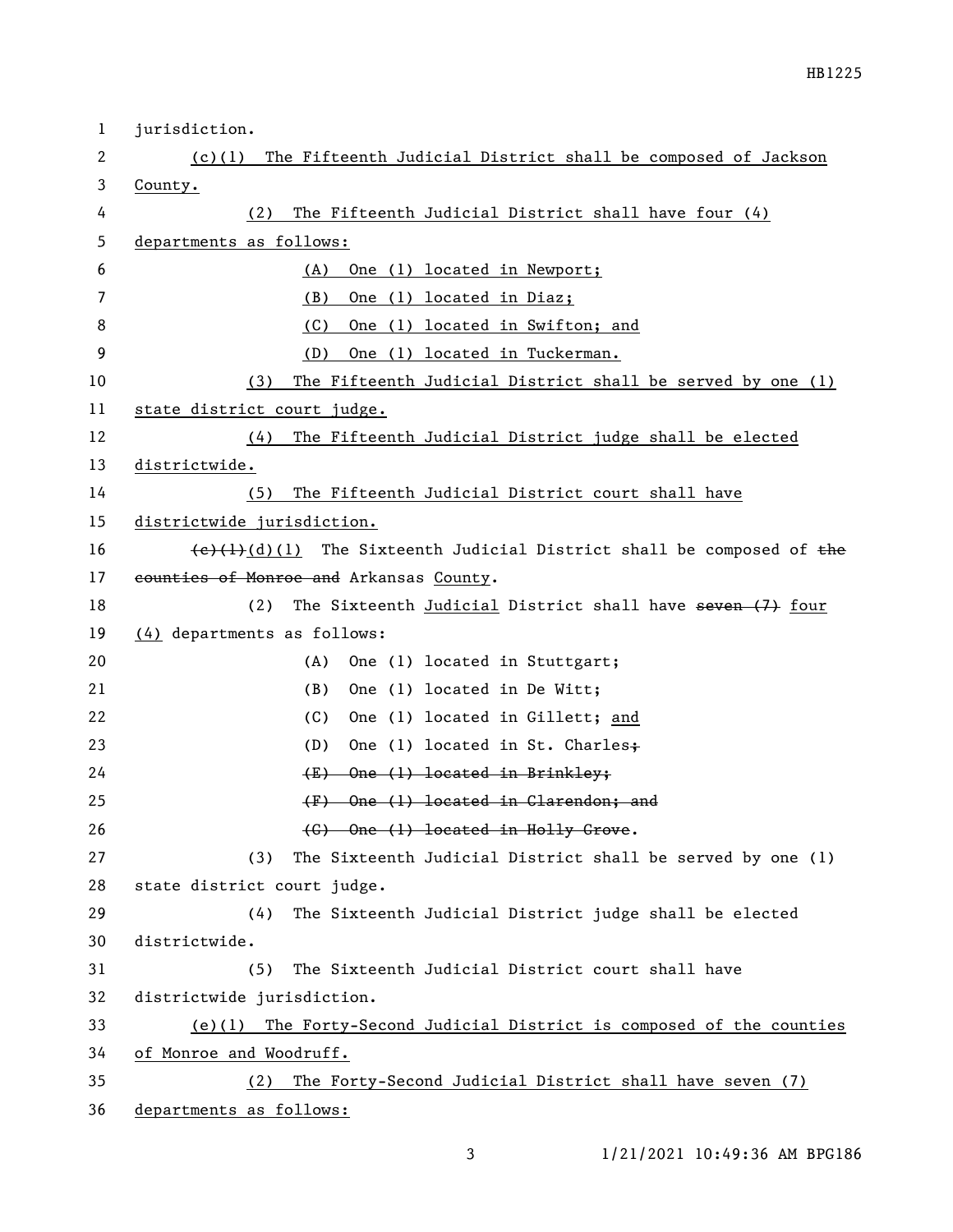jurisdiction.

(c)(1) The Fifteenth Judicial District shall be composed of Jackson County.

(2) The Fifteenth Judicial District shall have four (4) departments as follows:

(A) One (1) located in Newport;

(B) One (1) located in Diaz;

(C) One (1) located in Swifton; and

(D) One (1) located in Tuckerman.

(3) The Fifteenth Judicial District shall be served by one (1) state district court judge.

(4) The Fifteenth Judicial District judge shall be elected districtwide.

(5) The Fifteenth Judicial District court shall have districtwide jurisdiction.

~~(c)(1)~~(d)(1) The Sixteenth Judicial District shall be composed of ~~the counties of Monroe and~~ Arkansas County.

(2) The Sixteenth Judicial District shall have ~~seven (7)~~ four (4) departments as follows:

(A) One (1) located in Stuttgart;

(B) One (1) located in De Witt;

(C) One (1) located in Gillett; and

(D) One (1) located in St. Charles~~;~~

~~(E) One (1) located in Brinkley;~~

~~(F) One (1) located in Clarendon; and~~

~~(G) One (1) located in Holly Grove~~.

(3) The Sixteenth Judicial District shall be served by one (1) state district court judge.

(4) The Sixteenth Judicial District judge shall be elected districtwide.

(5) The Sixteenth Judicial District court shall have districtwide jurisdiction.

(e)(1) The Forty-Second Judicial District is composed of the counties of Monroe and Woodruff.

(2) The Forty-Second Judicial District shall have seven (7) departments as follows: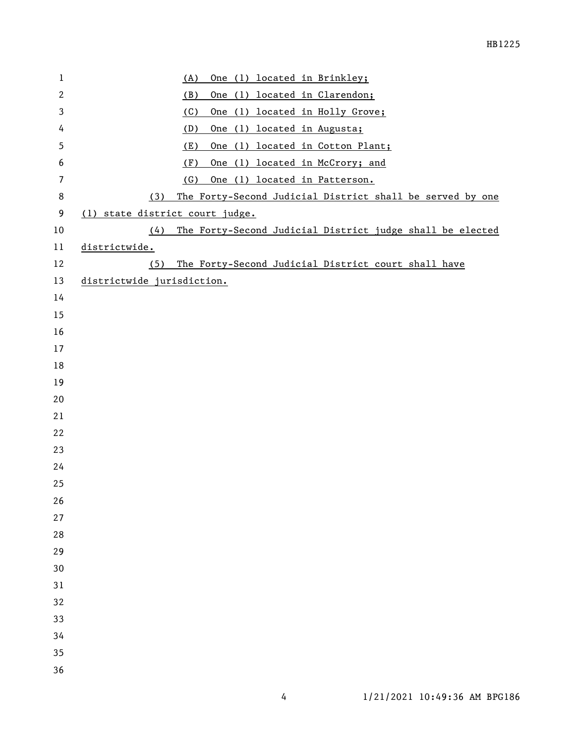(A) One (1) located in Brinkley;

(B) One (1) located in Clarendon;

(C) One (1) located in Holly Grove;

(D) One (1) located in Augusta;

(E) One (1) located in Cotton Plant;

(F) One (1) located in McCrory; and

(G) One (1) located in Patterson.

(3) The Forty-Second Judicial District shall be served by one (1) state district court judge.

(4) The Forty-Second Judicial District judge shall be elected districtwide.

(5) The Forty-Second Judicial District court shall have districtwide jurisdiction.